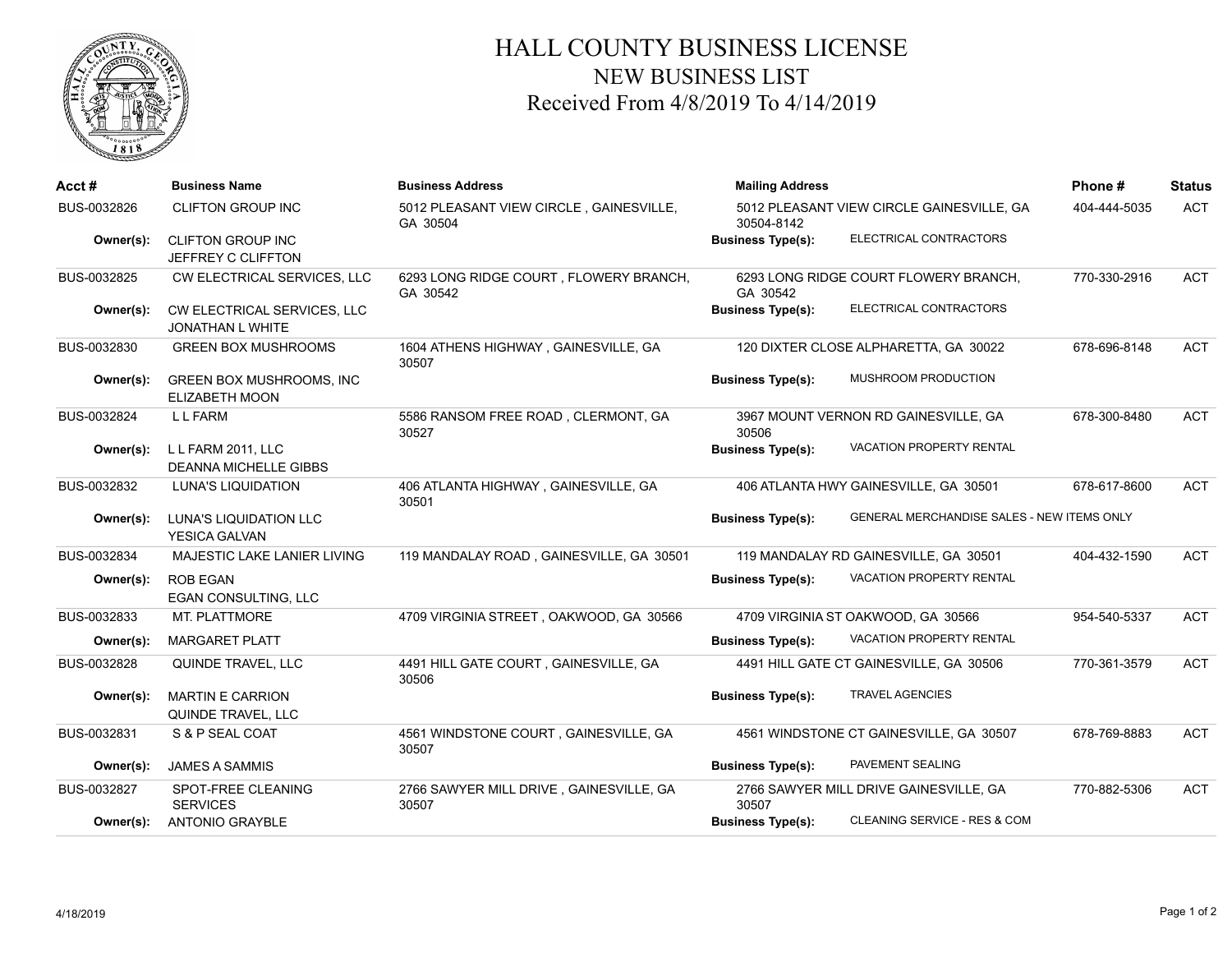# HALL COUNTY BUSINESS LICENSE
## NEW BUSINESS LIST
### Received From 4/8/2019 To 4/14/2019

| Acct # | Business Name | Business Address | Mailing Address | | Phone # | Status |
|---|---|---|---|---|---|---|
| BUS-0032826 | CLIFTON GROUP INC | 5012 PLEASANT VIEW CIRCLE , GAINESVILLE, GA 30504 | 5012 PLEASANT VIEW CIRCLE GAINESVILLE, GA 30504-8142 | | 404-444-5035 | ACT |
| **Owner(s):** | CLIFTON GROUP INC<br>JEFFREY C CLIFFTON | | **Business Type(s):** | ELECTRICAL CONTRACTORS | | |
| BUS-0032825 | CW ELECTRICAL SERVICES, LLC | 6293 LONG RIDGE COURT , FLOWERY BRANCH, GA 30542 | 6293 LONG RIDGE COURT FLOWERY BRANCH, GA 30542 | | 770-330-2916 | ACT |
| **Owner(s):** | CW ELECTRICAL SERVICES, LLC<br>JONATHAN L WHITE | | **Business Type(s):** | ELECTRICAL CONTRACTORS | | |
| BUS-0032830 | GREEN BOX MUSHROOMS | 1604 ATHENS HIGHWAY , GAINESVILLE, GA 30507 | 120 DIXTER CLOSE ALPHARETTA, GA 30022 | | 678-696-8148 | ACT |
| **Owner(s):** | GREEN BOX MUSHROOMS, INC<br>ELIZABETH MOON | | **Business Type(s):** | MUSHROOM PRODUCTION | | |
| BUS-0032824 | L L FARM | 5586 RANSOM FREE ROAD , CLERMONT, GA 30527 | 3967 MOUNT VERNON RD GAINESVILLE, GA 30506 | | 678-300-8480 | ACT |
| **Owner(s):** | L L FARM 2011, LLC<br>DEANNA MICHELLE GIBBS | | **Business Type(s):** | VACATION PROPERTY RENTAL | | |
| BUS-0032832 | LUNA'S LIQUIDATION | 406 ATLANTA HIGHWAY , GAINESVILLE, GA 30501 | 406 ATLANTA HWY GAINESVILLE, GA 30501 | | 678-617-8600 | ACT |
| **Owner(s):** | LUNA'S LIQUIDATION LLC<br>YESICA GALVAN | | **Business Type(s):** | GENERAL MERCHANDISE SALES - NEW ITEMS ONLY | | |
| BUS-0032834 | MAJESTIC LAKE LANIER LIVING | 119 MANDALAY ROAD , GAINESVILLE, GA 30501 | 119 MANDALAY RD GAINESVILLE, GA 30501 | | 404-432-1590 | ACT |
| **Owner(s):** | ROB EGAN<br>EGAN CONSULTING, LLC | | **Business Type(s):** | VACATION PROPERTY RENTAL | | |
| BUS-0032833 | MT. PLATTMORE | 4709 VIRGINIA STREET , OAKWOOD, GA 30566 | 4709 VIRGINIA ST OAKWOOD, GA 30566 | | 954-540-5337 | ACT |
| **Owner(s):** | MARGARET PLATT | | **Business Type(s):** | VACATION PROPERTY RENTAL | | |
| BUS-0032828 | QUINDE TRAVEL, LLC | 4491 HILL GATE COURT , GAINESVILLE, GA 30506 | 4491 HILL GATE CT GAINESVILLE, GA 30506 | | 770-361-3579 | ACT |
| **Owner(s):** | MARTIN E CARRION<br>QUINDE TRAVEL, LLC | | **Business Type(s):** | TRAVEL AGENCIES | | |
| BUS-0032831 | S & P SEAL COAT | 4561 WINDSTONE COURT , GAINESVILLE, GA 30507 | 4561 WINDSTONE CT GAINESVILLE, GA 30507 | | 678-769-8883 | ACT |
| **Owner(s):** | JAMES A SAMMIS | | **Business Type(s):** | PAVEMENT SEALING | | |
| BUS-0032827 | SPOT-FREE CLEANING SERVICES | 2766 SAWYER MILL DRIVE , GAINESVILLE, GA 30507 | 2766 SAWYER MILL DRIVE GAINESVILLE, GA 30507 | | 770-882-5306 | ACT |
| **Owner(s):** | ANTONIO GRAYBLE | | **Business Type(s):** | CLEANING SERVICE - RES & COM | | |

4/18/2019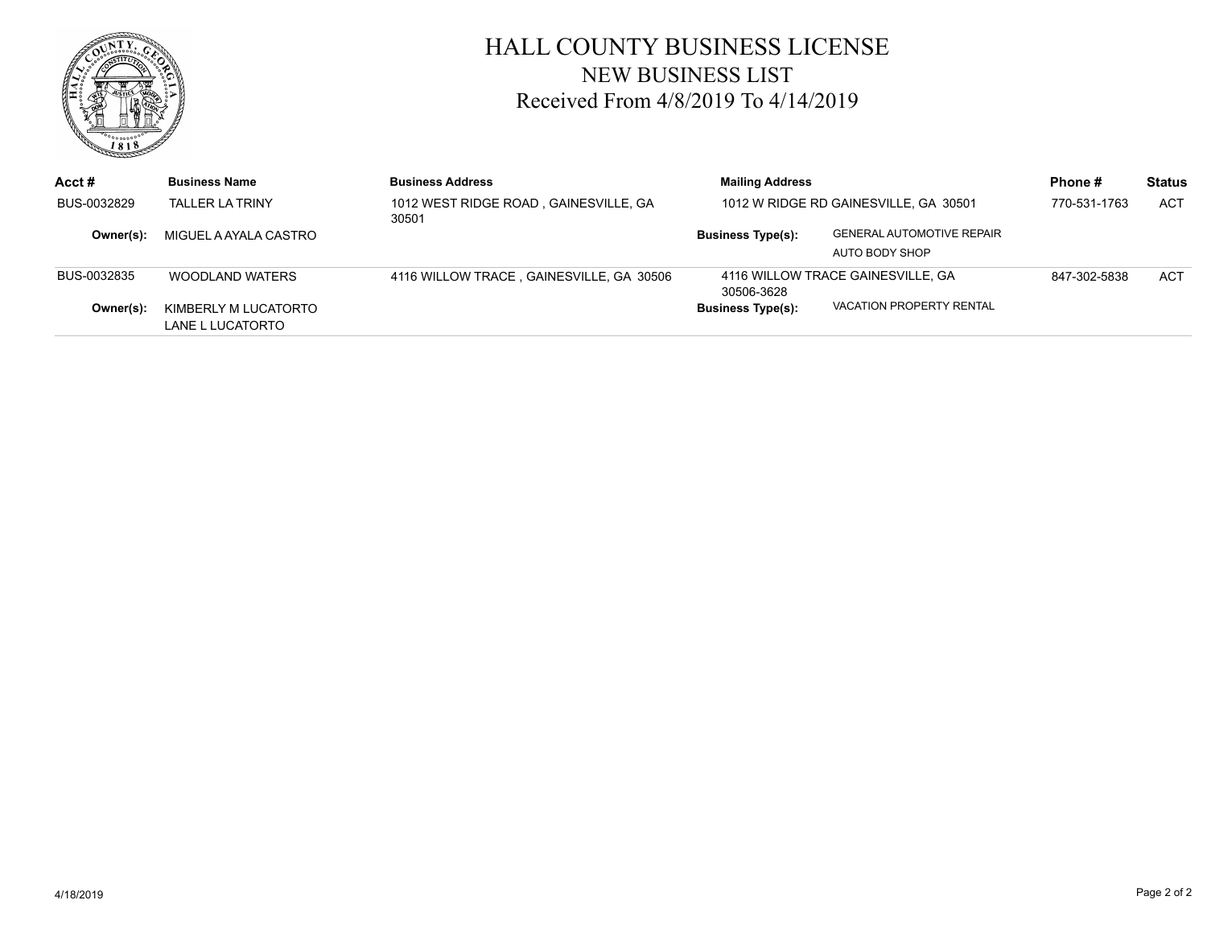# HALL COUNTY BUSINESS LICENSE

## NEW BUSINESS LIST

## Received From 4/8/2019 To 4/14/2019

| Acct # | Business Name | Business Address | Mailing Address | | Phone # | Status |
|---|---|---|---|---|---|---|
| BUS-0032829 | TALLER LA TRINY | 1012 WEST RIDGE ROAD , GAINESVILLE, GA 30501 | 1012 W RIDGE RD GAINESVILLE, GA 30501 | | 770-531-1763 | ACT |
| **Owner(s):** | MIGUEL A AYALA CASTRO | | **Business Type(s):** | GENERAL AUTOMOTIVE REPAIR<br>AUTO BODY SHOP | | |
| BUS-0032835 | WOODLAND WATERS | 4116 WILLOW TRACE , GAINESVILLE, GA 30506 | 4116 WILLOW TRACE GAINESVILLE, GA 30506-3628 | | 847-302-5838 | ACT |
| **Owner(s):** | KIMBERLY M LUCATORTO<br>LANE L LUCATORTO | | **Business Type(s):** | VACATION PROPERTY RENTAL | | |

4/18/2019